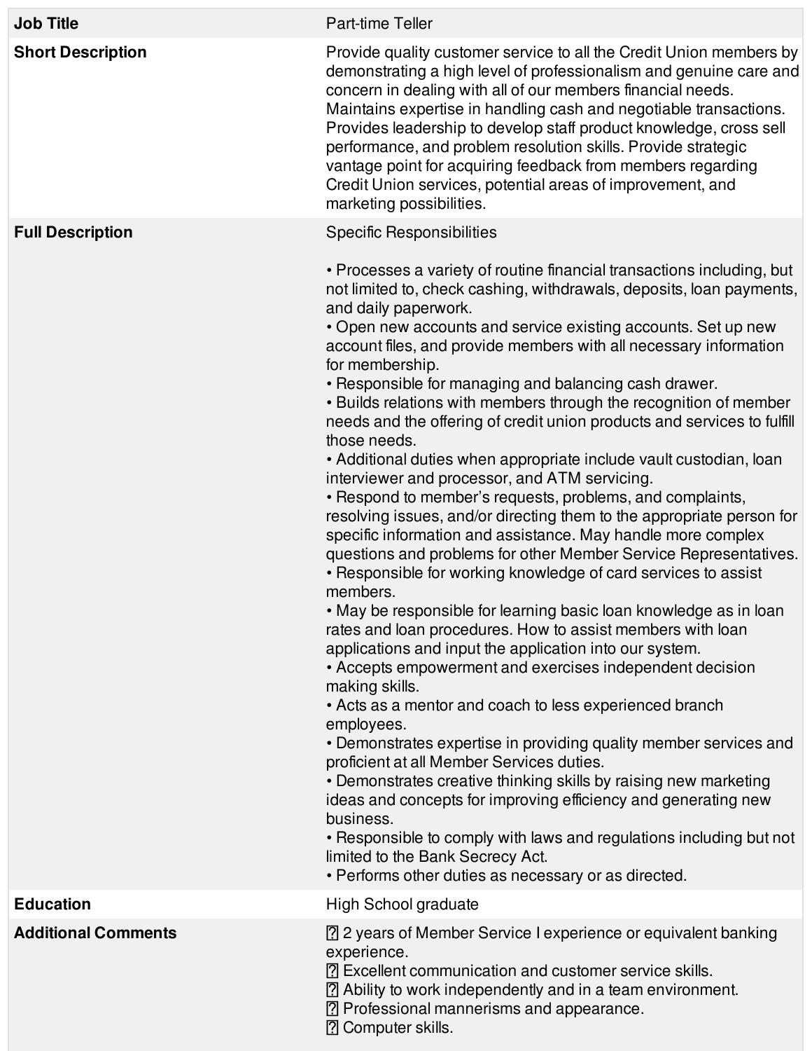| | |
|---|---|
| **Job Title** | Part-time Teller |
| **Short Description** | Provide quality customer service to all the Credit Union members by demonstrating a high level of professionalism and genuine care and concern in dealing with all of our members financial needs. Maintains expertise in handling cash and negotiable transactions. Provides leadership to develop staff product knowledge, cross sell performance, and problem resolution skills. Provide strategic vantage point for acquiring feedback from members regarding Credit Union services, potential areas of improvement, and marketing possibilities. |
| **Full Description** | Specific Responsibilities<br><br>• Processes a variety of routine financial transactions including, but not limited to, check cashing, withdrawals, deposits, loan payments, and daily paperwork.<br>• Open new accounts and service existing accounts. Set up new account files, and provide members with all necessary information for membership.<br>• Responsible for managing and balancing cash drawer.<br>• Builds relations with members through the recognition of member needs and the offering of credit union products and services to fulfill those needs.<br>• Additional duties when appropriate include vault custodian, loan interviewer and processor, and ATM servicing.<br>• Respond to member's requests, problems, and complaints, resolving issues, and/or directing them to the appropriate person for specific information and assistance. May handle more complex questions and problems for other Member Service Representatives.<br>• Responsible for working knowledge of card services to assist members.<br>• May be responsible for learning basic loan knowledge as in loan rates and loan procedures. How to assist members with loan applications and input the application into our system.<br>• Accepts empowerment and exercises independent decision making skills.<br>• Acts as a mentor and coach to less experienced branch employees.<br>• Demonstrates expertise in providing quality member services and proficient at all Member Services duties.<br>• Demonstrates creative thinking skills by raising new marketing ideas and concepts for improving efficiency and generating new business.<br>• Responsible to comply with laws and regulations including but not limited to the Bank Secrecy Act.<br>• Performs other duties as necessary or as directed. |
| **Education** | High School graduate |
| **Additional Comments** | 2 years of Member Service I experience or equivalent banking experience.<br>Excellent communication and customer service skills.<br>Ability to work independently and in a team environment.<br>Professional mannerisms and appearance.<br>Computer skills. |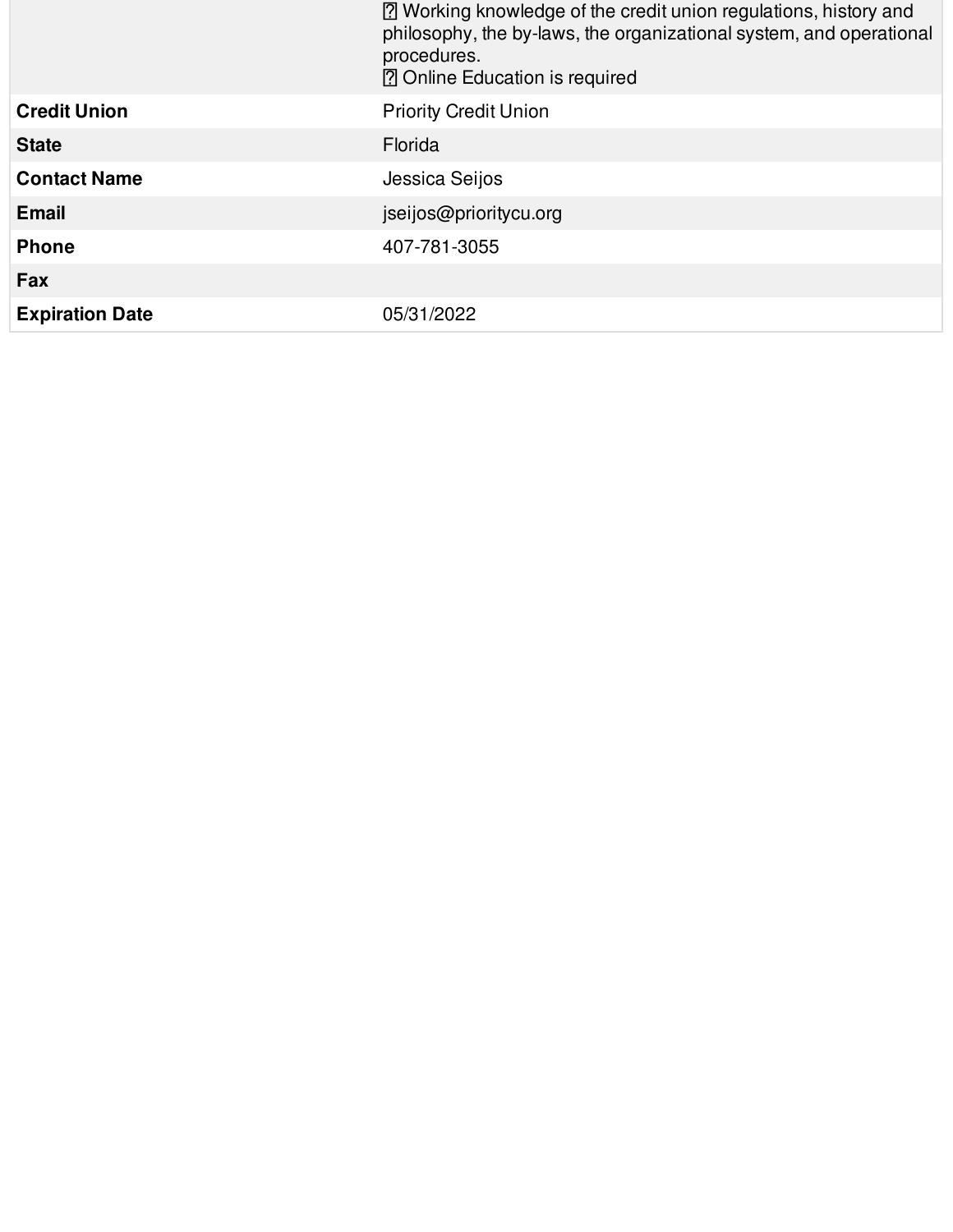| | |
|---|---|
| | ? Working knowledge of the credit union regulations, history and philosophy, the by-laws, the organizational system, and operational procedures.<br>? Online Education is required |
| **Credit Union** | Priority Credit Union |
| **State** | Florida |
| **Contact Name** | Jessica Seijos |
| **Email** | jseijos@prioritycu.org |
| **Phone** | 407-781-3055 |
| **Fax** | |
| **Expiration Date** | 05/31/2022 |